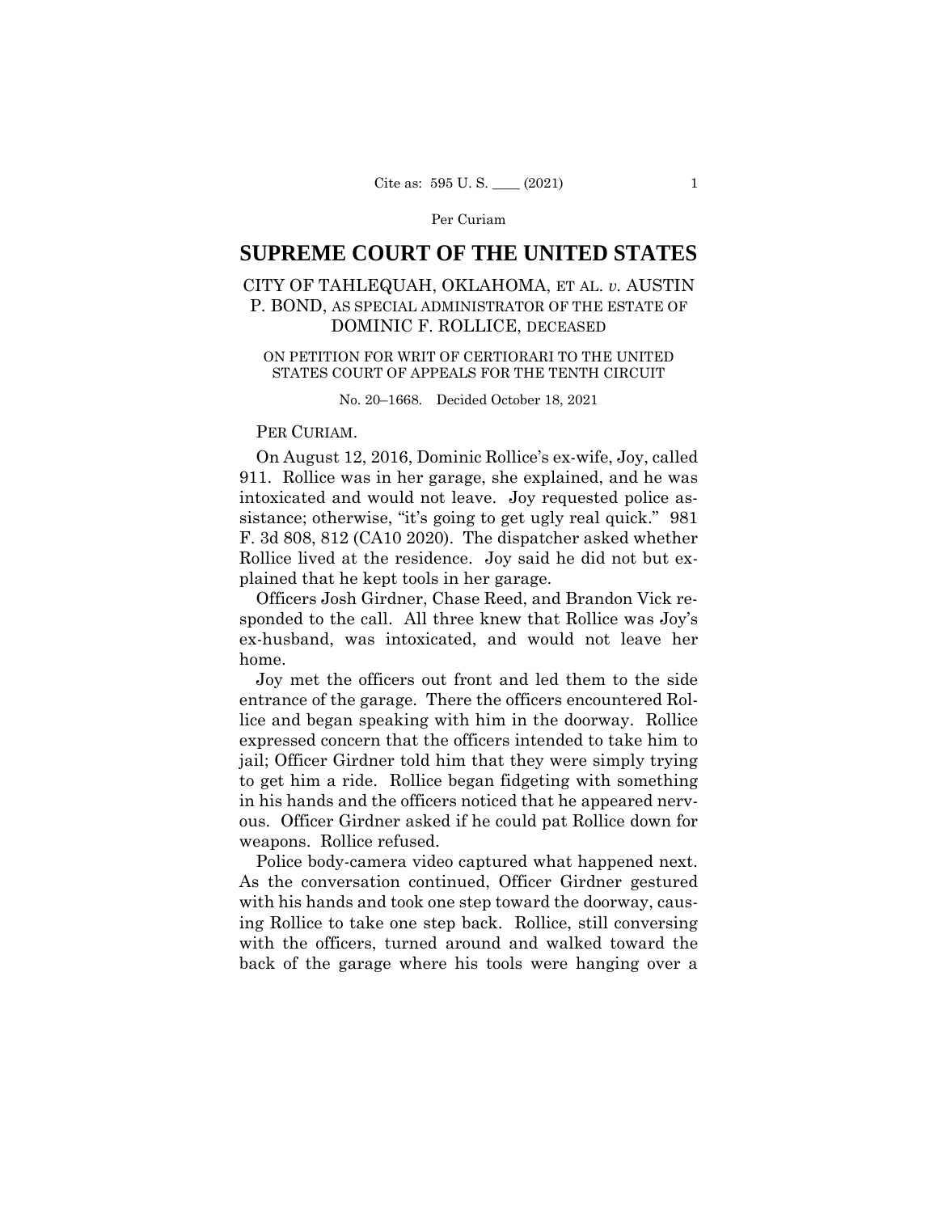# SUPREME COURT OF THE UNITED STATES

CITY OF TAHLEQUAH, OKLAHOMA, ET AL. *v.* AUSTIN P. BOND, AS SPECIAL ADMINISTRATOR OF THE ESTATE OF DOMINIC F. ROLLICE, DECEASED

ON PETITION FOR WRIT OF CERTIORARI TO THE UNITED STATES COURT OF APPEALS FOR THE TENTH CIRCUIT

No. 20–1668. Decided October 18, 2021

PER CURIAM.

On August 12, 2016, Dominic Rollice's ex-wife, Joy, called 911. Rollice was in her garage, she explained, and he was intoxicated and would not leave. Joy requested police assistance; otherwise, "it's going to get ugly real quick." 981 F. 3d 808, 812 (CA10 2020). The dispatcher asked whether Rollice lived at the residence. Joy said he did not but explained that he kept tools in her garage.

Officers Josh Girdner, Chase Reed, and Brandon Vick responded to the call. All three knew that Rollice was Joy's ex-husband, was intoxicated, and would not leave her home.

Joy met the officers out front and led them to the side entrance of the garage. There the officers encountered Rollice and began speaking with him in the doorway. Rollice expressed concern that the officers intended to take him to jail; Officer Girdner told him that they were simply trying to get him a ride. Rollice began fidgeting with something in his hands and the officers noticed that he appeared nervous. Officer Girdner asked if he could pat Rollice down for weapons. Rollice refused.

Police body-camera video captured what happened next. As the conversation continued, Officer Girdner gestured with his hands and took one step toward the doorway, causing Rollice to take one step back. Rollice, still conversing with the officers, turned around and walked toward the back of the garage where his tools were hanging over a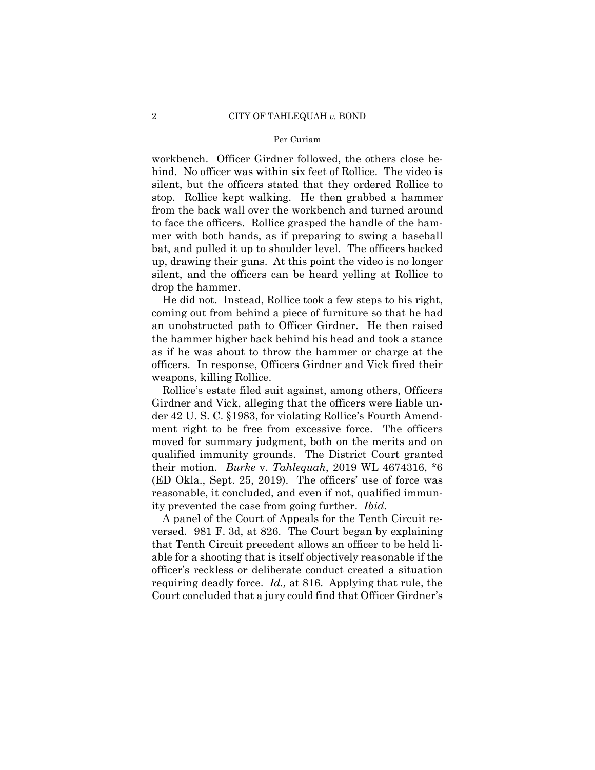workbench. Officer Girdner followed, the others close behind. No officer was within six feet of Rollice. The video is silent, but the officers stated that they ordered Rollice to stop. Rollice kept walking. He then grabbed a hammer from the back wall over the workbench and turned around to face the officers. Rollice grasped the handle of the hammer with both hands, as if preparing to swing a baseball bat, and pulled it up to shoulder level. The officers backed up, drawing their guns. At this point the video is no longer silent, and the officers can be heard yelling at Rollice to drop the hammer.

He did not. Instead, Rollice took a few steps to his right, coming out from behind a piece of furniture so that he had an unobstructed path to Officer Girdner. He then raised the hammer higher back behind his head and took a stance as if he was about to throw the hammer or charge at the officers. In response, Officers Girdner and Vick fired their weapons, killing Rollice.

Rollice's estate filed suit against, among others, Officers Girdner and Vick, alleging that the officers were liable under 42 U. S. C. §1983, for violating Rollice's Fourth Amendment right to be free from excessive force. The officers moved for summary judgment, both on the merits and on qualified immunity grounds. The District Court granted their motion. *Burke* v. *Tahlequah*, 2019 WL 4674316, *6 (ED Okla., Sept. 25, 2019). The officers' use of force was reasonable, it concluded, and even if not, qualified immunity prevented the case from going further. *Ibid.*

A panel of the Court of Appeals for the Tenth Circuit reversed. 981 F. 3d, at 826. The Court began by explaining that Tenth Circuit precedent allows an officer to be held liable for a shooting that is itself objectively reasonable if the officer's reckless or deliberate conduct created a situation requiring deadly force. *Id.,* at 816. Applying that rule, the Court concluded that a jury could find that Officer Girdner's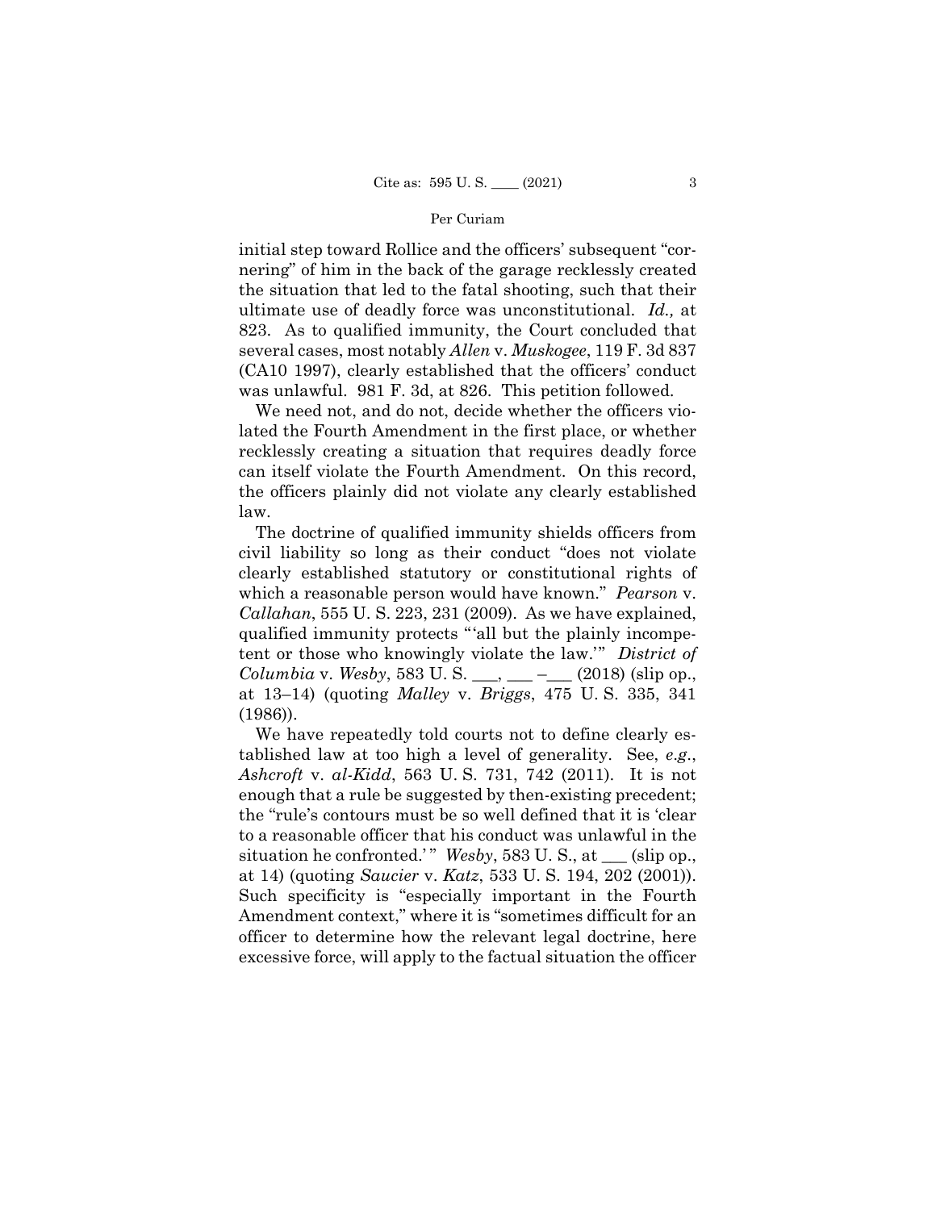initial step toward Rollice and the officers' subsequent "cornering" of him in the back of the garage recklessly created the situation that led to the fatal shooting, such that their ultimate use of deadly force was unconstitutional. *Id.,* at 823. As to qualified immunity, the Court concluded that several cases, most notably *Allen* v. *Muskogee*, 119 F. 3d 837 (CA10 1997), clearly established that the officers' conduct was unlawful. 981 F. 3d, at 826. This petition followed.

We need not, and do not, decide whether the officers violated the Fourth Amendment in the first place, or whether recklessly creating a situation that requires deadly force can itself violate the Fourth Amendment. On this record, the officers plainly did not violate any clearly established law.

The doctrine of qualified immunity shields officers from civil liability so long as their conduct "does not violate clearly established statutory or constitutional rights of which a reasonable person would have known." *Pearson* v. *Callahan*, 555 U. S. 223, 231 (2009). As we have explained, qualified immunity protects "'all but the plainly incompetent or those who knowingly violate the law.'" *District of Columbia* v. *Wesby*, 583 U. S. ___, ___ –___ (2018) (slip op., at 13–14) (quoting *Malley* v. *Briggs*, 475 U. S. 335, 341 (1986)).

We have repeatedly told courts not to define clearly established law at too high a level of generality. See, *e.g.*, *Ashcroft* v. *al-Kidd*, 563 U. S. 731, 742 (2011). It is not enough that a rule be suggested by then-existing precedent; the "rule's contours must be so well defined that it is 'clear to a reasonable officer that his conduct was unlawful in the situation he confronted.'" *Wesby*, 583 U. S., at ___ (slip op., at 14) (quoting *Saucier* v. *Katz*, 533 U. S. 194, 202 (2001)). Such specificity is "especially important in the Fourth Amendment context," where it is "sometimes difficult for an officer to determine how the relevant legal doctrine, here excessive force, will apply to the factual situation the officer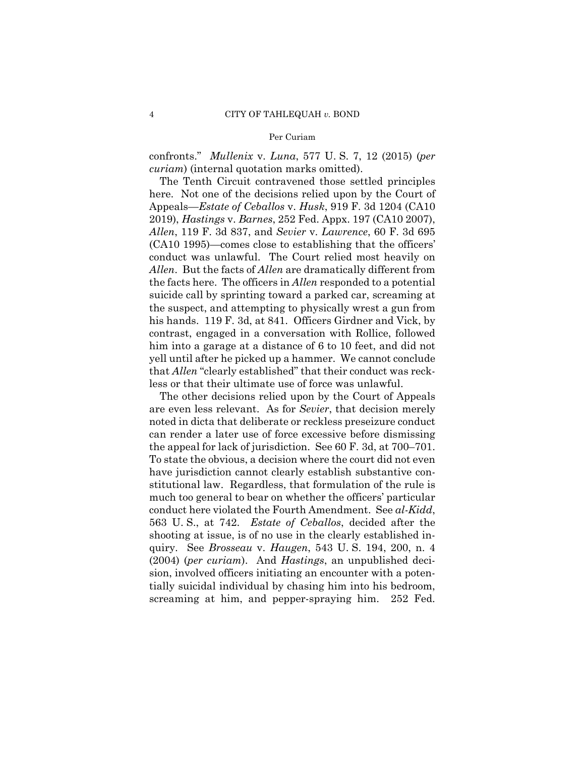confronts." *Mullenix* v. *Luna*, 577 U. S. 7, 12 (2015) (*per curiam*) (internal quotation marks omitted).

The Tenth Circuit contravened those settled principles here. Not one of the decisions relied upon by the Court of Appeals—*Estate of Ceballos* v. *Husk*, 919 F. 3d 1204 (CA10 2019), *Hastings* v. *Barnes*, 252 Fed. Appx. 197 (CA10 2007), *Allen*, 119 F. 3d 837, and *Sevier* v. *Lawrence*, 60 F. 3d 695 (CA10 1995)—comes close to establishing that the officers' conduct was unlawful. The Court relied most heavily on *Allen*. But the facts of *Allen* are dramatically different from the facts here. The officers in *Allen* responded to a potential suicide call by sprinting toward a parked car, screaming at the suspect, and attempting to physically wrest a gun from his hands. 119 F. 3d, at 841. Officers Girdner and Vick, by contrast, engaged in a conversation with Rollice, followed him into a garage at a distance of 6 to 10 feet, and did not yell until after he picked up a hammer. We cannot conclude that *Allen* "clearly established" that their conduct was reckless or that their ultimate use of force was unlawful.

The other decisions relied upon by the Court of Appeals are even less relevant. As for *Sevier*, that decision merely noted in dicta that deliberate or reckless preseizure conduct can render a later use of force excessive before dismissing the appeal for lack of jurisdiction. See 60 F. 3d, at 700–701. To state the obvious, a decision where the court did not even have jurisdiction cannot clearly establish substantive constitutional law. Regardless, that formulation of the rule is much too general to bear on whether the officers' particular conduct here violated the Fourth Amendment. See *al-Kidd*, 563 U. S., at 742. *Estate of Ceballos*, decided after the shooting at issue, is of no use in the clearly established inquiry. See *Brosseau* v. *Haugen*, 543 U. S. 194, 200, n. 4 (2004) (*per curiam*). And *Hastings*, an unpublished decision, involved officers initiating an encounter with a potentially suicidal individual by chasing him into his bedroom, screaming at him, and pepper-spraying him. 252 Fed.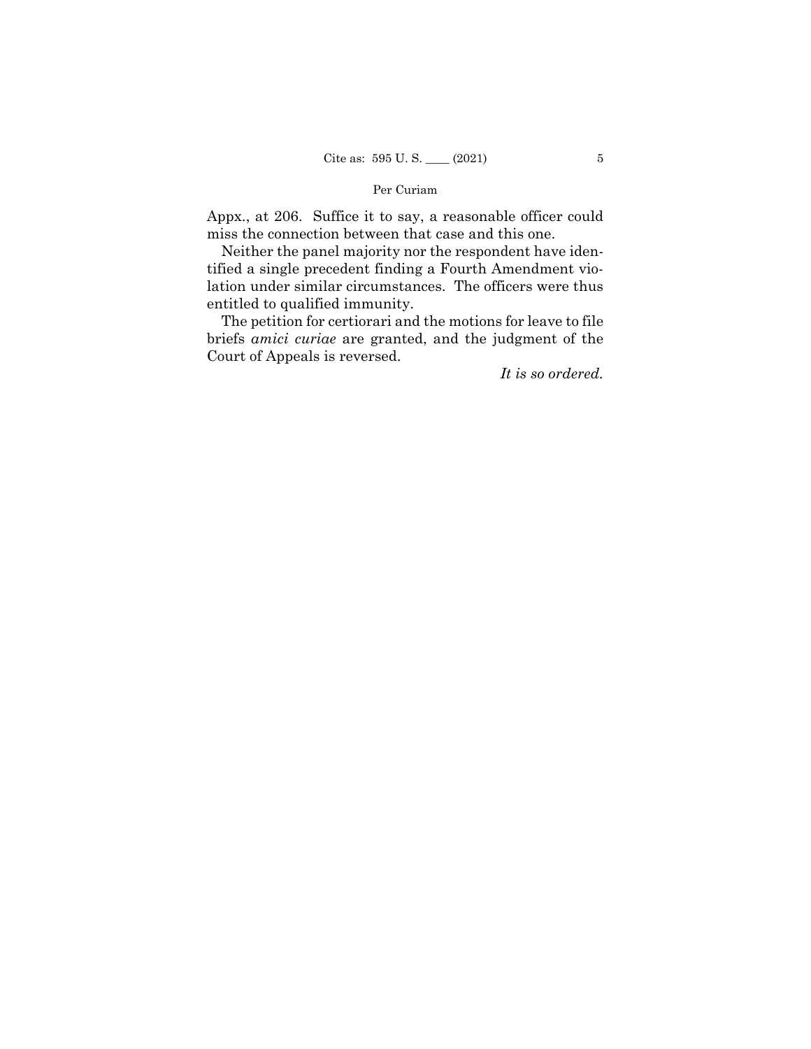Appx., at 206. Suffice it to say, a reasonable officer could miss the connection between that case and this one.

Neither the panel majority nor the respondent have identified a single precedent finding a Fourth Amendment violation under similar circumstances. The officers were thus entitled to qualified immunity.

The petition for certiorari and the motions for leave to file briefs *amici curiae* are granted, and the judgment of the Court of Appeals is reversed.

*It is so ordered.*